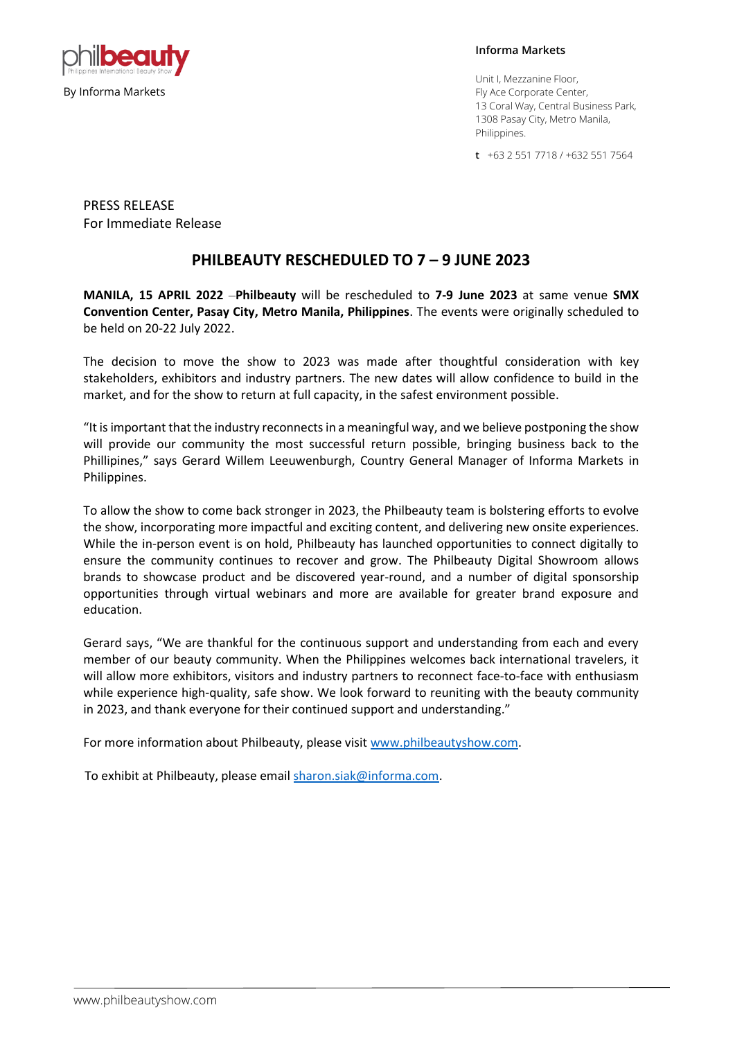philbeauty
Philippines International Beauty Show

By Informa Markets

**Informa Markets**

Unit I, Mezzanine Floor,
Fly Ace Corporate Center,
13 Coral Way, Central Business Park,
1308 Pasay City, Metro Manila,
Philippines.

**t** +63 2 551 7718 / +632 551 7564

PRESS RELEASE
For Immediate Release

# PHILBEAUTY RESCHEDULED TO 7 – 9 JUNE 2023

**MANILA, 15 APRIL 2022** –**Philbeauty** will be rescheduled to **7-9 June 2023** at same venue **SMX Convention Center, Pasay City, Metro Manila, Philippines**. The events were originally scheduled to be held on 20-22 July 2022.

The decision to move the show to 2023 was made after thoughtful consideration with key stakeholders, exhibitors and industry partners. The new dates will allow confidence to build in the market, and for the show to return at full capacity, in the safest environment possible.

"It is important that the industry reconnects in a meaningful way, and we believe postponing the show will provide our community the most successful return possible, bringing business back to the Phillipines," says Gerard Willem Leeuwenburgh, Country General Manager of Informa Markets in Philippines.

To allow the show to come back stronger in 2023, the Philbeauty team is bolstering efforts to evolve the show, incorporating more impactful and exciting content, and delivering new onsite experiences. While the in-person event is on hold, Philbeauty has launched opportunities to connect digitally to ensure the community continues to recover and grow. The Philbeauty Digital Showroom allows brands to showcase product and be discovered year-round, and a number of digital sponsorship opportunities through virtual webinars and more are available for greater brand exposure and education.

Gerard says, "We are thankful for the continuous support and understanding from each and every member of our beauty community. When the Philippines welcomes back international travelers, it will allow more exhibitors, visitors and industry partners to reconnect face-to-face with enthusiasm while experience high-quality, safe show. We look forward to reuniting with the beauty community in 2023, and thank everyone for their continued support and understanding."

For more information about Philbeauty, please visit www.philbeautyshow.com.

To exhibit at Philbeauty, please email sharon.siak@informa.com.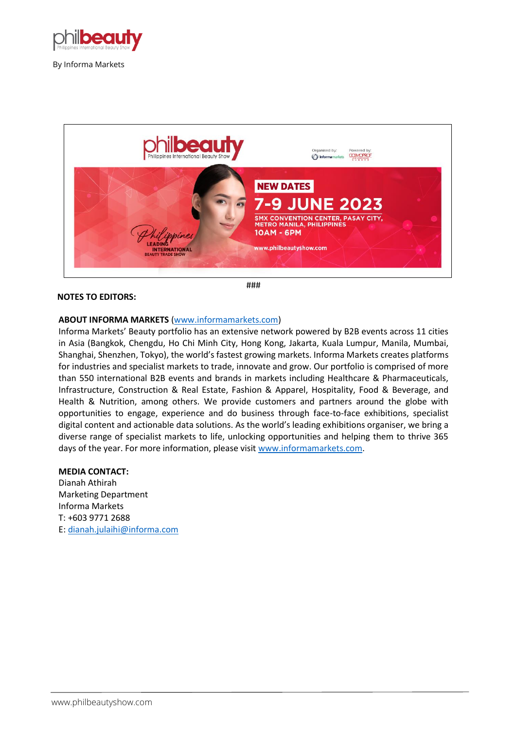By Informa Markets

NEW DATES

7-9 JUNE 2023

SMX CONVENTION CENTER, PASAY CITY, METRO MANILA, PHILIPPINES

10AM - 6PM

www.philbeautyshow.com

###

**NOTES TO EDITORS:**

**ABOUT INFORMA MARKETS** (www.informamarkets.com)

Informa Markets' Beauty portfolio has an extensive network powered by B2B events across 11 cities in Asia (Bangkok, Chengdu, Ho Chi Minh City, Hong Kong, Jakarta, Kuala Lumpur, Manila, Mumbai, Shanghai, Shenzhen, Tokyo), the world's fastest growing markets. Informa Markets creates platforms for industries and specialist markets to trade, innovate and grow. Our portfolio is comprised of more than 550 international B2B events and brands in markets including Healthcare & Pharmaceuticals, Infrastructure, Construction & Real Estate, Fashion & Apparel, Hospitality, Food & Beverage, and Health & Nutrition, among others. We provide customers and partners around the globe with opportunities to engage, experience and do business through face-to-face exhibitions, specialist digital content and actionable data solutions. As the world's leading exhibitions organiser, we bring a diverse range of specialist markets to life, unlocking opportunities and helping them to thrive 365 days of the year. For more information, please visit www.informamarkets.com.

**MEDIA CONTACT:**

Dianah Athirah
Marketing Department
Informa Markets
T: +603 9771 2688
E: dianah.julaihi@informa.com